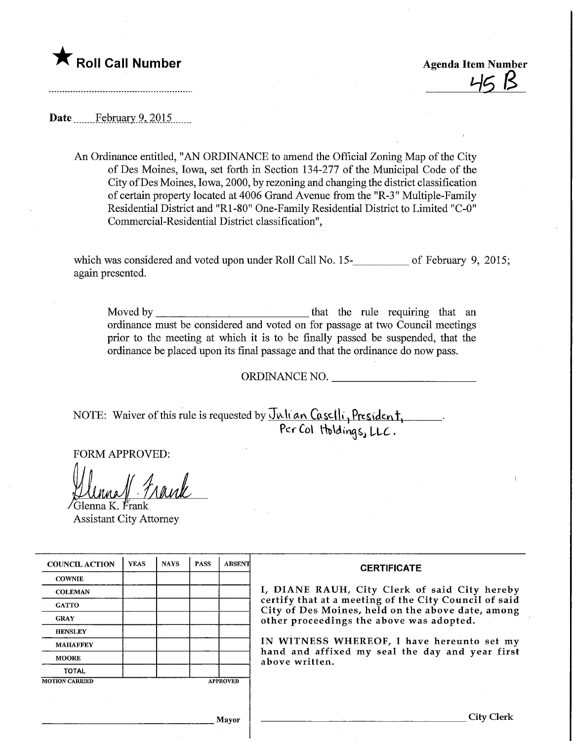★ **Roll Call Number**

..........................................................

**Agenda Item Number**

45 B

**Date** February 9, 2015

An Ordinance entitled, "AN ORDINANCE to amend the Official Zoning Map of the City of Des Moines, Iowa, set forth in Section 134-277 of the Municipal Code of the City of Des Moines, Iowa, 2000, by rezoning and changing the district classification of certain property located at 4006 Grand Avenue from the "R-3" Multiple-Family Residential District and "R1-80" One-Family Residential District to Limited "C-0" Commercial-Residential District classification",

which was considered and voted upon under Roll Call No. 15-__________ of February 9, 2015; again presented.

Moved by ____________________________ that the rule requiring that an ordinance must be considered and voted on for passage at two Council meetings prior to the meeting at which it is to be finally passed be suspended, that the ordinance be placed upon its final passage and that the ordinance do now pass.

ORDINANCE NO. ____________________________

NOTE: Waiver of this rule is requested by Julian Caselli, President, Per Col Holdings, LLC.

FORM APPROVED:

Glenna K. Frank
Assistant City Attorney

| COUNCIL ACTION | YEAS | NAYS | PASS | ABSENT |
|---|---|---|---|---|
| COWNIE | | | | |
| COLEMAN | | | | |
| GATTO | | | | |
| GRAY | | | | |
| HENSLEY | | | | |
| MAHAFFEY | | | | |
| MOORE | | | | |
| TOTAL | | | | |

MOTION CARRIED APPROVED

______________________________ Mayor

**CERTIFICATE**

I, DIANE RAUH, City Clerk of said City hereby certify that at a meeting of the City Council of said City of Des Moines, held on the above date, among other proceedings the above was adopted.

IN WITNESS WHEREOF, I have hereunto set my hand and affixed my seal the day and year first above written.

______________________________ City Clerk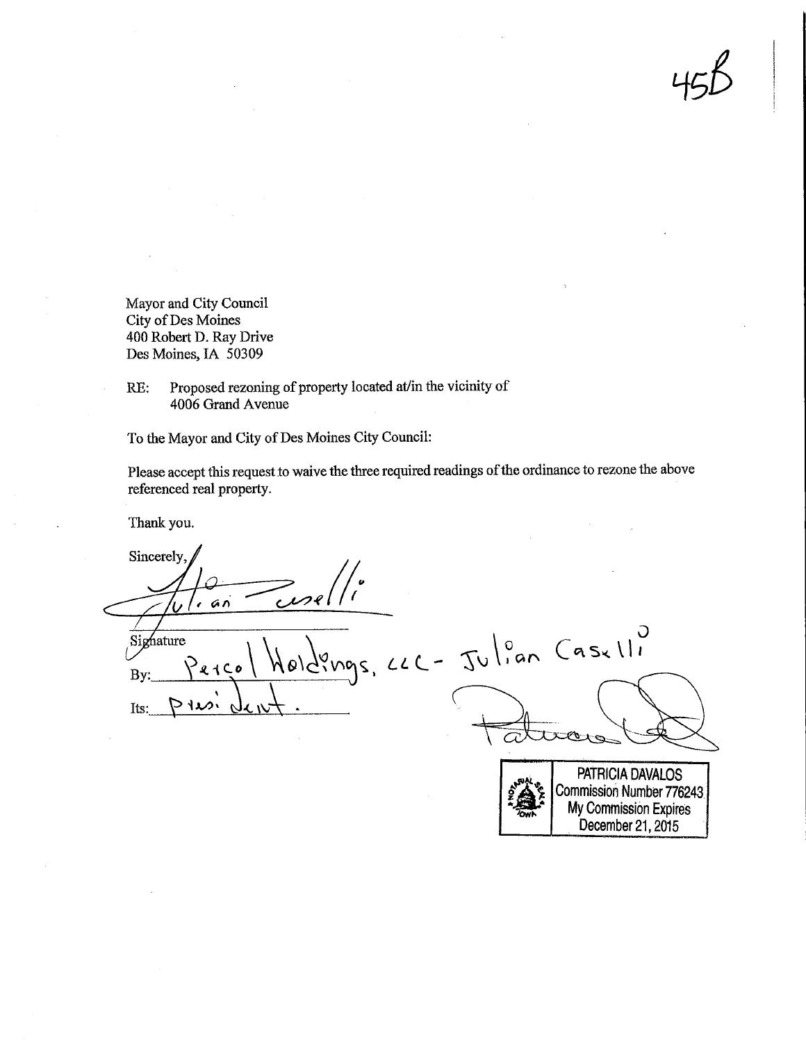45B

Mayor and City Council
City of Des Moines
400 Robert D. Ray Drive
Des Moines, IA 50309

RE: Proposed rezoning of property located at/in the vicinity of
4006 Grand Avenue

To the Mayor and City of Des Moines City Council:

Please accept this request to waive the three required readings of the ordinance to rezone the above referenced real property.

Thank you.

Sincerely,

Julian Caselli

Signature

By: Percol Holdings, LLC - Julian Caselli

Its: President.

PATRICIA DAVALOS
Commission Number 776243
My Commission Expires
December 21, 2015